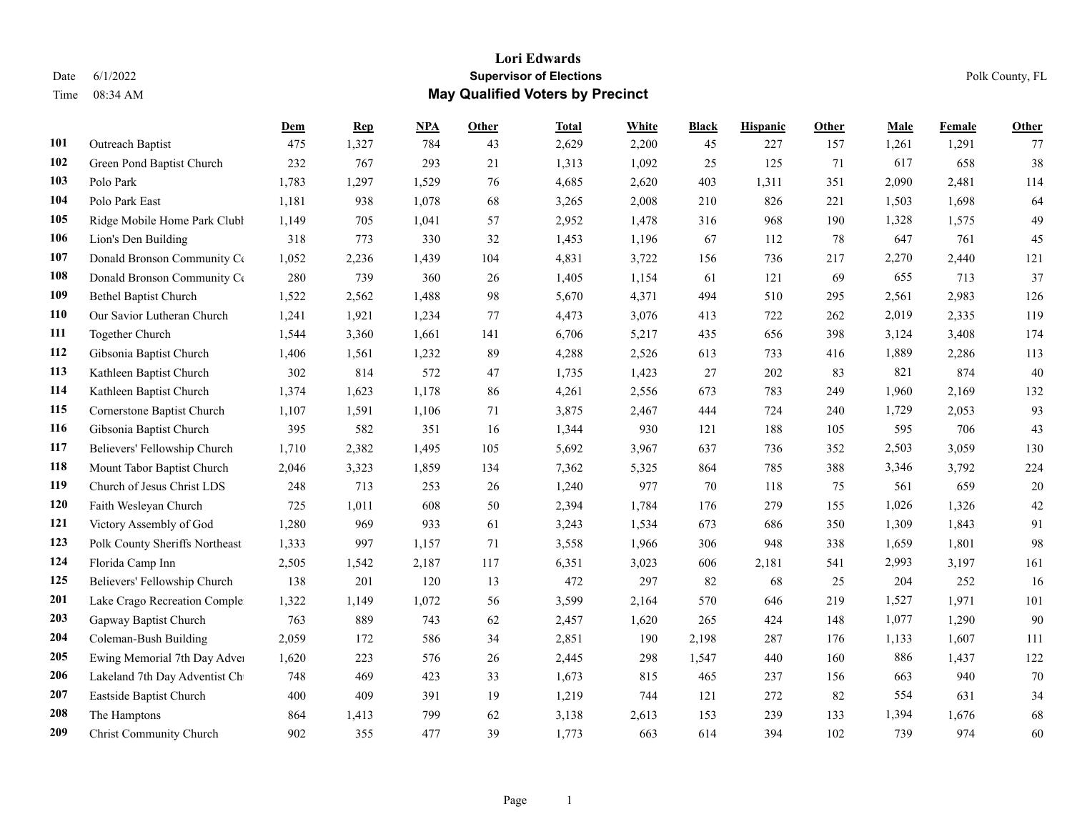# Lori Edwards

## Supervisor of Elections

## May Qualified Voters by Precinct

Date 6/1/2022 | Time 08:34 AM | Polk County, FL

| | | Dem | Rep | NPA | Other | Total | White | Black | Hispanic | Other | Male | Female | Other |
|---|---|---|---|---|---|---|---|---|---|---|---|---|---|
| 101 | Outreach Baptist | 475 | 1,327 | 784 | 43 | 2,629 | 2,200 | 45 | 227 | 157 | 1,261 | 1,291 | 77 |
| 102 | Green Pond Baptist Church | 232 | 767 | 293 | 21 | 1,313 | 1,092 | 25 | 125 | 71 | 617 | 658 | 38 |
| 103 | Polo Park | 1,783 | 1,297 | 1,529 | 76 | 4,685 | 2,620 | 403 | 1,311 | 351 | 2,090 | 2,481 | 114 |
| 104 | Polo Park East | 1,181 | 938 | 1,078 | 68 | 3,265 | 2,008 | 210 | 826 | 221 | 1,503 | 1,698 | 64 |
| 105 | Ridge Mobile Home Park Clubl | 1,149 | 705 | 1,041 | 57 | 2,952 | 1,478 | 316 | 968 | 190 | 1,328 | 1,575 | 49 |
| 106 | Lion's Den Building | 318 | 773 | 330 | 32 | 1,453 | 1,196 | 67 | 112 | 78 | 647 | 761 | 45 |
| 107 | Donald Bronson Community Co | 1,052 | 2,236 | 1,439 | 104 | 4,831 | 3,722 | 156 | 736 | 217 | 2,270 | 2,440 | 121 |
| 108 | Donald Bronson Community Co | 280 | 739 | 360 | 26 | 1,405 | 1,154 | 61 | 121 | 69 | 655 | 713 | 37 |
| 109 | Bethel Baptist Church | 1,522 | 2,562 | 1,488 | 98 | 5,670 | 4,371 | 494 | 510 | 295 | 2,561 | 2,983 | 126 |
| 110 | Our Savior Lutheran Church | 1,241 | 1,921 | 1,234 | 77 | 4,473 | 3,076 | 413 | 722 | 262 | 2,019 | 2,335 | 119 |
| 111 | Together Church | 1,544 | 3,360 | 1,661 | 141 | 6,706 | 5,217 | 435 | 656 | 398 | 3,124 | 3,408 | 174 |
| 112 | Gibsonia Baptist Church | 1,406 | 1,561 | 1,232 | 89 | 4,288 | 2,526 | 613 | 733 | 416 | 1,889 | 2,286 | 113 |
| 113 | Kathleen Baptist Church | 302 | 814 | 572 | 47 | 1,735 | 1,423 | 27 | 202 | 83 | 821 | 874 | 40 |
| 114 | Kathleen Baptist Church | 1,374 | 1,623 | 1,178 | 86 | 4,261 | 2,556 | 673 | 783 | 249 | 1,960 | 2,169 | 132 |
| 115 | Cornerstone Baptist Church | 1,107 | 1,591 | 1,106 | 71 | 3,875 | 2,467 | 444 | 724 | 240 | 1,729 | 2,053 | 93 |
| 116 | Gibsonia Baptist Church | 395 | 582 | 351 | 16 | 1,344 | 930 | 121 | 188 | 105 | 595 | 706 | 43 |
| 117 | Believers' Fellowship Church | 1,710 | 2,382 | 1,495 | 105 | 5,692 | 3,967 | 637 | 736 | 352 | 2,503 | 3,059 | 130 |
| 118 | Mount Tabor Baptist Church | 2,046 | 3,323 | 1,859 | 134 | 7,362 | 5,325 | 864 | 785 | 388 | 3,346 | 3,792 | 224 |
| 119 | Church of Jesus Christ LDS | 248 | 713 | 253 | 26 | 1,240 | 977 | 70 | 118 | 75 | 561 | 659 | 20 |
| 120 | Faith Wesleyan Church | 725 | 1,011 | 608 | 50 | 2,394 | 1,784 | 176 | 279 | 155 | 1,026 | 1,326 | 42 |
| 121 | Victory Assembly of God | 1,280 | 969 | 933 | 61 | 3,243 | 1,534 | 673 | 686 | 350 | 1,309 | 1,843 | 91 |
| 123 | Polk County Sheriffs Northeast | 1,333 | 997 | 1,157 | 71 | 3,558 | 1,966 | 306 | 948 | 338 | 1,659 | 1,801 | 98 |
| 124 | Florida Camp Inn | 2,505 | 1,542 | 2,187 | 117 | 6,351 | 3,023 | 606 | 2,181 | 541 | 2,993 | 3,197 | 161 |
| 125 | Believers' Fellowship Church | 138 | 201 | 120 | 13 | 472 | 297 | 82 | 68 | 25 | 204 | 252 | 16 |
| 201 | Lake Crago Recreation Comple | 1,322 | 1,149 | 1,072 | 56 | 3,599 | 2,164 | 570 | 646 | 219 | 1,527 | 1,971 | 101 |
| 203 | Gapway Baptist Church | 763 | 889 | 743 | 62 | 2,457 | 1,620 | 265 | 424 | 148 | 1,077 | 1,290 | 90 |
| 204 | Coleman-Bush Building | 2,059 | 172 | 586 | 34 | 2,851 | 190 | 2,198 | 287 | 176 | 1,133 | 1,607 | 111 |
| 205 | Ewing Memorial 7th Day Adver | 1,620 | 223 | 576 | 26 | 2,445 | 298 | 1,547 | 440 | 160 | 886 | 1,437 | 122 |
| 206 | Lakeland 7th Day Adventist Ch | 748 | 469 | 423 | 33 | 1,673 | 815 | 465 | 237 | 156 | 663 | 940 | 70 |
| 207 | Eastside Baptist Church | 400 | 409 | 391 | 19 | 1,219 | 744 | 121 | 272 | 82 | 554 | 631 | 34 |
| 208 | The Hamptons | 864 | 1,413 | 799 | 62 | 3,138 | 2,613 | 153 | 239 | 133 | 1,394 | 1,676 | 68 |
| 209 | Christ Community Church | 902 | 355 | 477 | 39 | 1,773 | 663 | 614 | 394 | 102 | 739 | 974 | 60 |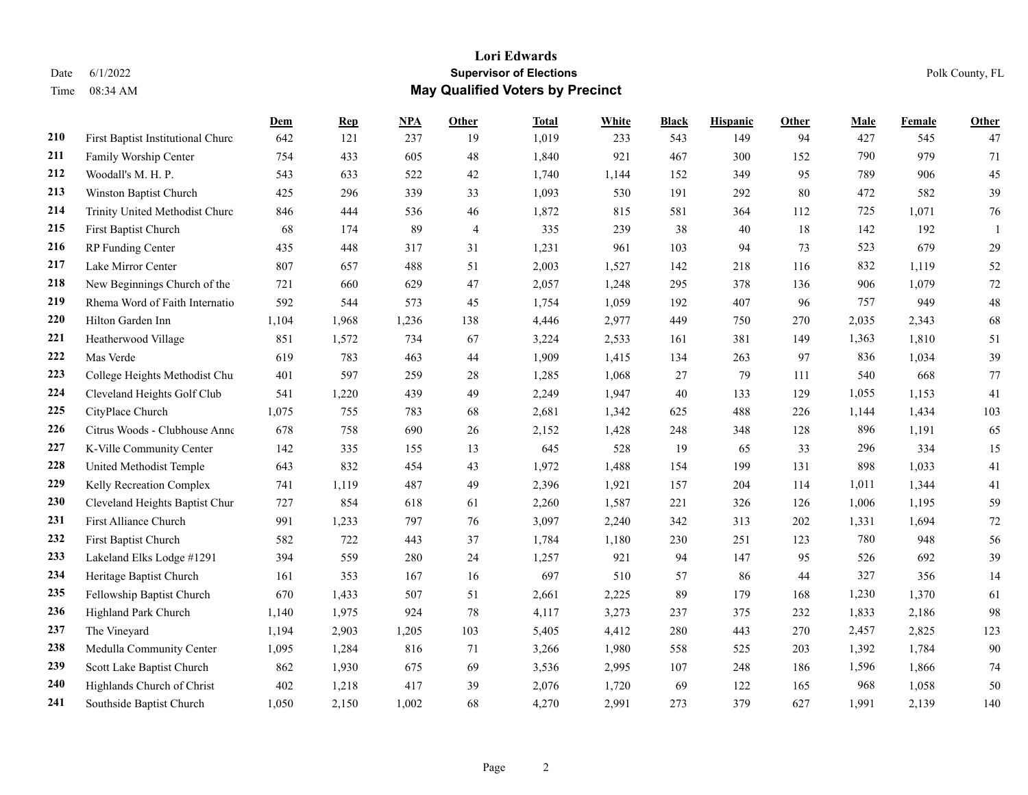# Lori Edwards

## Supervisor of Elections

## May Qualified Voters by Precinct

Date 6/1/2022
Time 08:34 AM

Polk County, FL

| | | Dem | Rep | NPA | Other | Total | White | Black | Hispanic | Other | Male | Female | Other |
|---|---|---|---|---|---|---|---|---|---|---|---|---|---|
| 210 | First Baptist Institutional Churc | 642 | 121 | 237 | 19 | 1,019 | 233 | 543 | 149 | 94 | 427 | 545 | 47 |
| 211 | Family Worship Center | 754 | 433 | 605 | 48 | 1,840 | 921 | 467 | 300 | 152 | 790 | 979 | 71 |
| 212 | Woodall's M. H. P. | 543 | 633 | 522 | 42 | 1,740 | 1,144 | 152 | 349 | 95 | 789 | 906 | 45 |
| 213 | Winston Baptist Church | 425 | 296 | 339 | 33 | 1,093 | 530 | 191 | 292 | 80 | 472 | 582 | 39 |
| 214 | Trinity United Methodist Churc | 846 | 444 | 536 | 46 | 1,872 | 815 | 581 | 364 | 112 | 725 | 1,071 | 76 |
| 215 | First Baptist Church | 68 | 174 | 89 | 4 | 335 | 239 | 38 | 40 | 18 | 142 | 192 | 1 |
| 216 | RP Funding Center | 435 | 448 | 317 | 31 | 1,231 | 961 | 103 | 94 | 73 | 523 | 679 | 29 |
| 217 | Lake Mirror Center | 807 | 657 | 488 | 51 | 2,003 | 1,527 | 142 | 218 | 116 | 832 | 1,119 | 52 |
| 218 | New Beginnings Church of the | 721 | 660 | 629 | 47 | 2,057 | 1,248 | 295 | 378 | 136 | 906 | 1,079 | 72 |
| 219 | Rhema Word of Faith Internatio | 592 | 544 | 573 | 45 | 1,754 | 1,059 | 192 | 407 | 96 | 757 | 949 | 48 |
| 220 | Hilton Garden Inn | 1,104 | 1,968 | 1,236 | 138 | 4,446 | 2,977 | 449 | 750 | 270 | 2,035 | 2,343 | 68 |
| 221 | Heatherwood Village | 851 | 1,572 | 734 | 67 | 3,224 | 2,533 | 161 | 381 | 149 | 1,363 | 1,810 | 51 |
| 222 | Mas Verde | 619 | 783 | 463 | 44 | 1,909 | 1,415 | 134 | 263 | 97 | 836 | 1,034 | 39 |
| 223 | College Heights Methodist Chu | 401 | 597 | 259 | 28 | 1,285 | 1,068 | 27 | 79 | 111 | 540 | 668 | 77 |
| 224 | Cleveland Heights Golf Club | 541 | 1,220 | 439 | 49 | 2,249 | 1,947 | 40 | 133 | 129 | 1,055 | 1,153 | 41 |
| 225 | CityPlace Church | 1,075 | 755 | 783 | 68 | 2,681 | 1,342 | 625 | 488 | 226 | 1,144 | 1,434 | 103 |
| 226 | Citrus Woods - Clubhouse Anne | 678 | 758 | 690 | 26 | 2,152 | 1,428 | 248 | 348 | 128 | 896 | 1,191 | 65 |
| 227 | K-Ville Community Center | 142 | 335 | 155 | 13 | 645 | 528 | 19 | 65 | 33 | 296 | 334 | 15 |
| 228 | United Methodist Temple | 643 | 832 | 454 | 43 | 1,972 | 1,488 | 154 | 199 | 131 | 898 | 1,033 | 41 |
| 229 | Kelly Recreation Complex | 741 | 1,119 | 487 | 49 | 2,396 | 1,921 | 157 | 204 | 114 | 1,011 | 1,344 | 41 |
| 230 | Cleveland Heights Baptist Chur | 727 | 854 | 618 | 61 | 2,260 | 1,587 | 221 | 326 | 126 | 1,006 | 1,195 | 59 |
| 231 | First Alliance Church | 991 | 1,233 | 797 | 76 | 3,097 | 2,240 | 342 | 313 | 202 | 1,331 | 1,694 | 72 |
| 232 | First Baptist Church | 582 | 722 | 443 | 37 | 1,784 | 1,180 | 230 | 251 | 123 | 780 | 948 | 56 |
| 233 | Lakeland Elks Lodge #1291 | 394 | 559 | 280 | 24 | 1,257 | 921 | 94 | 147 | 95 | 526 | 692 | 39 |
| 234 | Heritage Baptist Church | 161 | 353 | 167 | 16 | 697 | 510 | 57 | 86 | 44 | 327 | 356 | 14 |
| 235 | Fellowship Baptist Church | 670 | 1,433 | 507 | 51 | 2,661 | 2,225 | 89 | 179 | 168 | 1,230 | 1,370 | 61 |
| 236 | Highland Park Church | 1,140 | 1,975 | 924 | 78 | 4,117 | 3,273 | 237 | 375 | 232 | 1,833 | 2,186 | 98 |
| 237 | The Vineyard | 1,194 | 2,903 | 1,205 | 103 | 5,405 | 4,412 | 280 | 443 | 270 | 2,457 | 2,825 | 123 |
| 238 | Medulla Community Center | 1,095 | 1,284 | 816 | 71 | 3,266 | 1,980 | 558 | 525 | 203 | 1,392 | 1,784 | 90 |
| 239 | Scott Lake Baptist Church | 862 | 1,930 | 675 | 69 | 3,536 | 2,995 | 107 | 248 | 186 | 1,596 | 1,866 | 74 |
| 240 | Highlands Church of Christ | 402 | 1,218 | 417 | 39 | 2,076 | 1,720 | 69 | 122 | 165 | 968 | 1,058 | 50 |
| 241 | Southside Baptist Church | 1,050 | 2,150 | 1,002 | 68 | 4,270 | 2,991 | 273 | 379 | 627 | 1,991 | 2,139 | 140 |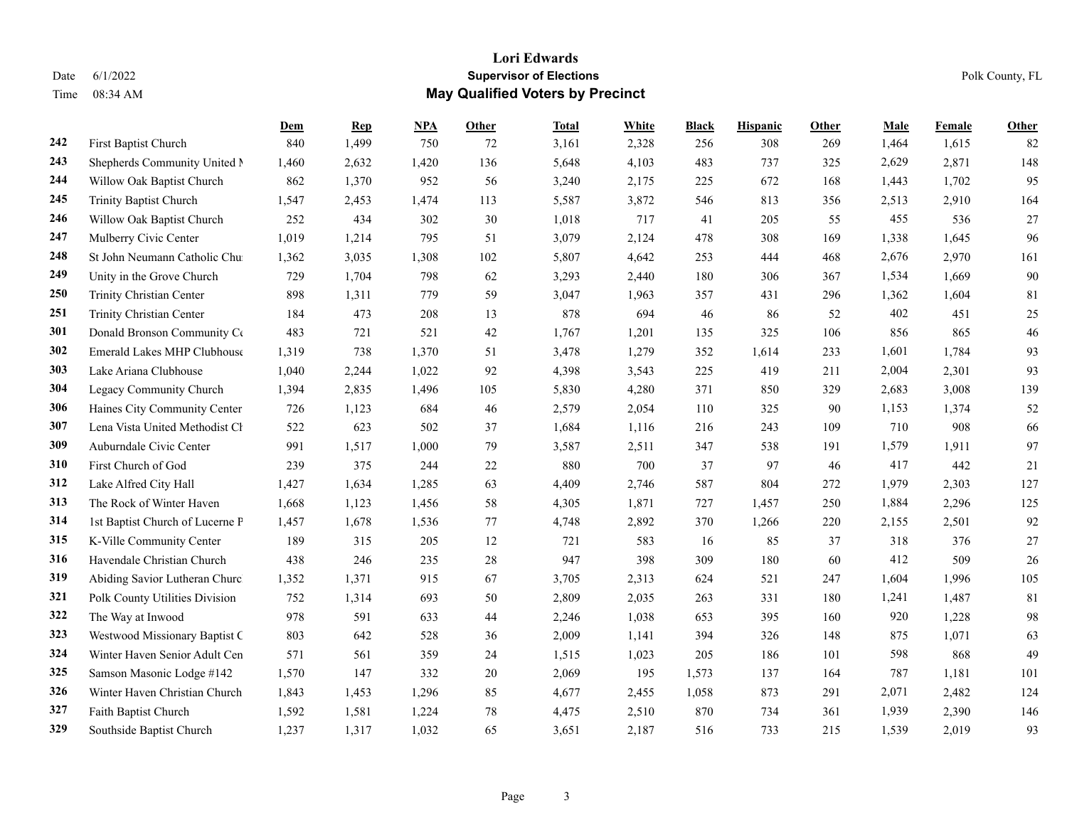# Lori Edwards

## Supervisor of Elections

## May Qualified Voters by Precinct

Date 6/1/2022
Time 08:34 AM

Polk County, FL

| | | Dem | Rep | NPA | Other | Total | White | Black | Hispanic | Other | Male | Female | Other |
|---|---|---|---|---|---|---|---|---|---|---|---|---|---|
| 242 | First Baptist Church | 840 | 1,499 | 750 | 72 | 3,161 | 2,328 | 256 | 308 | 269 | 1,464 | 1,615 | 82 |
| 243 | Shepherds Community United M | 1,460 | 2,632 | 1,420 | 136 | 5,648 | 4,103 | 483 | 737 | 325 | 2,629 | 2,871 | 148 |
| 244 | Willow Oak Baptist Church | 862 | 1,370 | 952 | 56 | 3,240 | 2,175 | 225 | 672 | 168 | 1,443 | 1,702 | 95 |
| 245 | Trinity Baptist Church | 1,547 | 2,453 | 1,474 | 113 | 5,587 | 3,872 | 546 | 813 | 356 | 2,513 | 2,910 | 164 |
| 246 | Willow Oak Baptist Church | 252 | 434 | 302 | 30 | 1,018 | 717 | 41 | 205 | 55 | 455 | 536 | 27 |
| 247 | Mulberry Civic Center | 1,019 | 1,214 | 795 | 51 | 3,079 | 2,124 | 478 | 308 | 169 | 1,338 | 1,645 | 96 |
| 248 | St John Neumann Catholic Chu | 1,362 | 3,035 | 1,308 | 102 | 5,807 | 4,642 | 253 | 444 | 468 | 2,676 | 2,970 | 161 |
| 249 | Unity in the Grove Church | 729 | 1,704 | 798 | 62 | 3,293 | 2,440 | 180 | 306 | 367 | 1,534 | 1,669 | 90 |
| 250 | Trinity Christian Center | 898 | 1,311 | 779 | 59 | 3,047 | 1,963 | 357 | 431 | 296 | 1,362 | 1,604 | 81 |
| 251 | Trinity Christian Center | 184 | 473 | 208 | 13 | 878 | 694 | 46 | 86 | 52 | 402 | 451 | 25 |
| 301 | Donald Bronson Community Ce | 483 | 721 | 521 | 42 | 1,767 | 1,201 | 135 | 325 | 106 | 856 | 865 | 46 |
| 302 | Emerald Lakes MHP Clubhouse | 1,319 | 738 | 1,370 | 51 | 3,478 | 1,279 | 352 | 1,614 | 233 | 1,601 | 1,784 | 93 |
| 303 | Lake Ariana Clubhouse | 1,040 | 2,244 | 1,022 | 92 | 4,398 | 3,543 | 225 | 419 | 211 | 2,004 | 2,301 | 93 |
| 304 | Legacy Community Church | 1,394 | 2,835 | 1,496 | 105 | 5,830 | 4,280 | 371 | 850 | 329 | 2,683 | 3,008 | 139 |
| 306 | Haines City Community Center | 726 | 1,123 | 684 | 46 | 2,579 | 2,054 | 110 | 325 | 90 | 1,153 | 1,374 | 52 |
| 307 | Lena Vista United Methodist Ch | 522 | 623 | 502 | 37 | 1,684 | 1,116 | 216 | 243 | 109 | 710 | 908 | 66 |
| 309 | Auburndale Civic Center | 991 | 1,517 | 1,000 | 79 | 3,587 | 2,511 | 347 | 538 | 191 | 1,579 | 1,911 | 97 |
| 310 | First Church of God | 239 | 375 | 244 | 22 | 880 | 700 | 37 | 97 | 46 | 417 | 442 | 21 |
| 312 | Lake Alfred City Hall | 1,427 | 1,634 | 1,285 | 63 | 4,409 | 2,746 | 587 | 804 | 272 | 1,979 | 2,303 | 127 |
| 313 | The Rock of Winter Haven | 1,668 | 1,123 | 1,456 | 58 | 4,305 | 1,871 | 727 | 1,457 | 250 | 1,884 | 2,296 | 125 |
| 314 | 1st Baptist Church of Lucerne P | 1,457 | 1,678 | 1,536 | 77 | 4,748 | 2,892 | 370 | 1,266 | 220 | 2,155 | 2,501 | 92 |
| 315 | K-Ville Community Center | 189 | 315 | 205 | 12 | 721 | 583 | 16 | 85 | 37 | 318 | 376 | 27 |
| 316 | Havendale Christian Church | 438 | 246 | 235 | 28 | 947 | 398 | 309 | 180 | 60 | 412 | 509 | 26 |
| 319 | Abiding Savior Lutheran Churc | 1,352 | 1,371 | 915 | 67 | 3,705 | 2,313 | 624 | 521 | 247 | 1,604 | 1,996 | 105 |
| 321 | Polk County Utilities Division | 752 | 1,314 | 693 | 50 | 2,809 | 2,035 | 263 | 331 | 180 | 1,241 | 1,487 | 81 |
| 322 | The Way at Inwood | 978 | 591 | 633 | 44 | 2,246 | 1,038 | 653 | 395 | 160 | 920 | 1,228 | 98 |
| 323 | Westwood Missionary Baptist C | 803 | 642 | 528 | 36 | 2,009 | 1,141 | 394 | 326 | 148 | 875 | 1,071 | 63 |
| 324 | Winter Haven Senior Adult Cen | 571 | 561 | 359 | 24 | 1,515 | 1,023 | 205 | 186 | 101 | 598 | 868 | 49 |
| 325 | Samson Masonic Lodge #142 | 1,570 | 147 | 332 | 20 | 2,069 | 195 | 1,573 | 137 | 164 | 787 | 1,181 | 101 |
| 326 | Winter Haven Christian Church | 1,843 | 1,453 | 1,296 | 85 | 4,677 | 2,455 | 1,058 | 873 | 291 | 2,071 | 2,482 | 124 |
| 327 | Faith Baptist Church | 1,592 | 1,581 | 1,224 | 78 | 4,475 | 2,510 | 870 | 734 | 361 | 1,939 | 2,390 | 146 |
| 329 | Southside Baptist Church | 1,237 | 1,317 | 1,032 | 65 | 3,651 | 2,187 | 516 | 733 | 215 | 1,539 | 2,019 | 93 |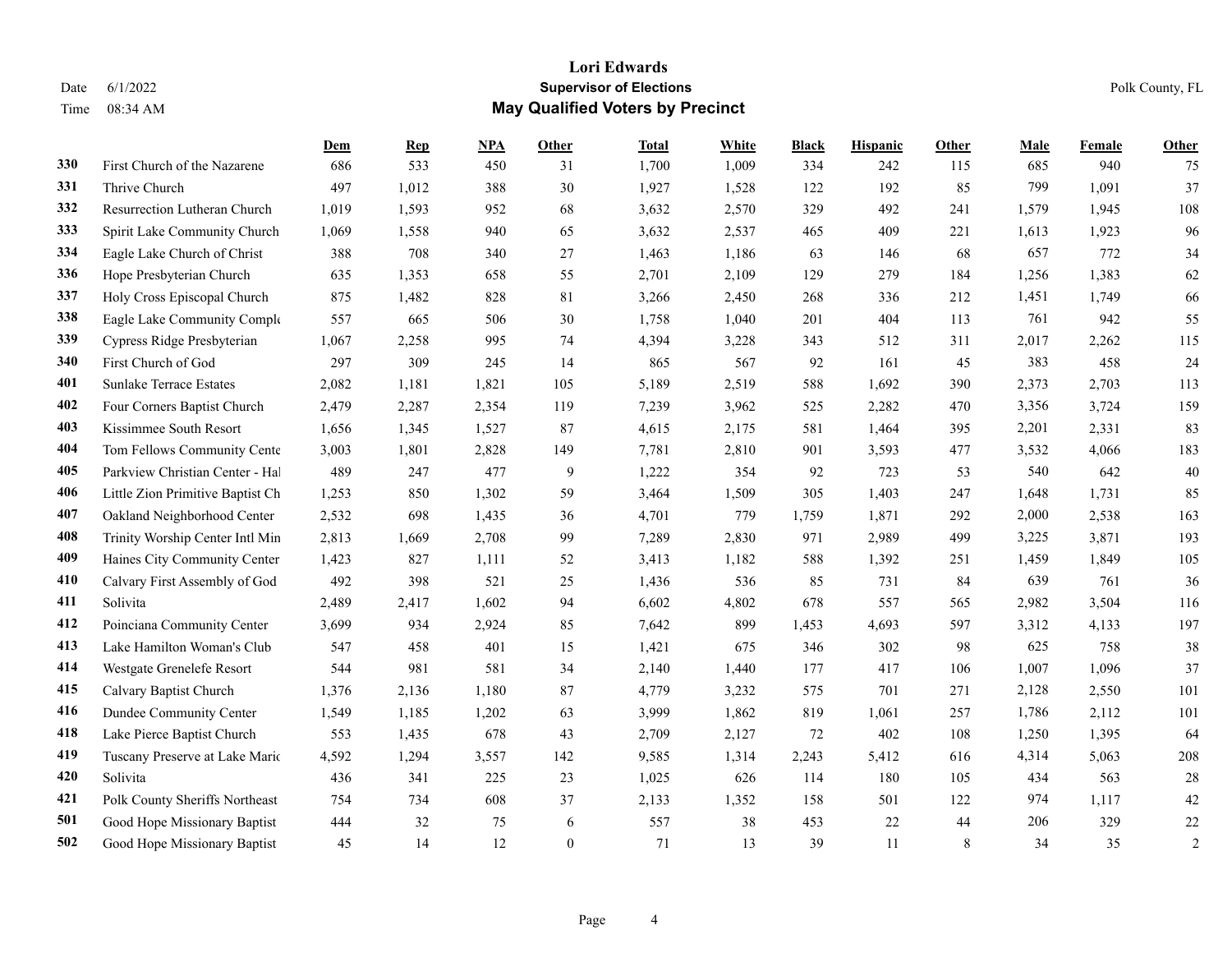# Lori Edwards

## Supervisor of Elections

## May Qualified Voters by Precinct

Date 6/1/2022
Time 08:34 AM

Polk County, FL

| | | Dem | Rep | NPA | Other | Total | White | Black | Hispanic | Other | Male | Female | Other |
|---|---|---|---|---|---|---|---|---|---|---|---|---|---|
| 330 | First Church of the Nazarene | 686 | 533 | 450 | 31 | 1,700 | 1,009 | 334 | 242 | 115 | 685 | 940 | 75 |
| 331 | Thrive Church | 497 | 1,012 | 388 | 30 | 1,927 | 1,528 | 122 | 192 | 85 | 799 | 1,091 | 37 |
| 332 | Resurrection Lutheran Church | 1,019 | 1,593 | 952 | 68 | 3,632 | 2,570 | 329 | 492 | 241 | 1,579 | 1,945 | 108 |
| 333 | Spirit Lake Community Church | 1,069 | 1,558 | 940 | 65 | 3,632 | 2,537 | 465 | 409 | 221 | 1,613 | 1,923 | 96 |
| 334 | Eagle Lake Church of Christ | 388 | 708 | 340 | 27 | 1,463 | 1,186 | 63 | 146 | 68 | 657 | 772 | 34 |
| 336 | Hope Presbyterian Church | 635 | 1,353 | 658 | 55 | 2,701 | 2,109 | 129 | 279 | 184 | 1,256 | 1,383 | 62 |
| 337 | Holy Cross Episcopal Church | 875 | 1,482 | 828 | 81 | 3,266 | 2,450 | 268 | 336 | 212 | 1,451 | 1,749 | 66 |
| 338 | Eagle Lake Community Comple | 557 | 665 | 506 | 30 | 1,758 | 1,040 | 201 | 404 | 113 | 761 | 942 | 55 |
| 339 | Cypress Ridge Presbyterian | 1,067 | 2,258 | 995 | 74 | 4,394 | 3,228 | 343 | 512 | 311 | 2,017 | 2,262 | 115 |
| 340 | First Church of God | 297 | 309 | 245 | 14 | 865 | 567 | 92 | 161 | 45 | 383 | 458 | 24 |
| 401 | Sunlake Terrace Estates | 2,082 | 1,181 | 1,821 | 105 | 5,189 | 2,519 | 588 | 1,692 | 390 | 2,373 | 2,703 | 113 |
| 402 | Four Corners Baptist Church | 2,479 | 2,287 | 2,354 | 119 | 7,239 | 3,962 | 525 | 2,282 | 470 | 3,356 | 3,724 | 159 |
| 403 | Kissimmee South Resort | 1,656 | 1,345 | 1,527 | 87 | 4,615 | 2,175 | 581 | 1,464 | 395 | 2,201 | 2,331 | 83 |
| 404 | Tom Fellows Community Cente | 3,003 | 1,801 | 2,828 | 149 | 7,781 | 2,810 | 901 | 3,593 | 477 | 3,532 | 4,066 | 183 |
| 405 | Parkview Christian Center - Hal | 489 | 247 | 477 | 9 | 1,222 | 354 | 92 | 723 | 53 | 540 | 642 | 40 |
| 406 | Little Zion Primitive Baptist Ch | 1,253 | 850 | 1,302 | 59 | 3,464 | 1,509 | 305 | 1,403 | 247 | 1,648 | 1,731 | 85 |
| 407 | Oakland Neighborhood Center | 2,532 | 698 | 1,435 | 36 | 4,701 | 779 | 1,759 | 1,871 | 292 | 2,000 | 2,538 | 163 |
| 408 | Trinity Worship Center Intl Min | 2,813 | 1,669 | 2,708 | 99 | 7,289 | 2,830 | 971 | 2,989 | 499 | 3,225 | 3,871 | 193 |
| 409 | Haines City Community Center | 1,423 | 827 | 1,111 | 52 | 3,413 | 1,182 | 588 | 1,392 | 251 | 1,459 | 1,849 | 105 |
| 410 | Calvary First Assembly of God | 492 | 398 | 521 | 25 | 1,436 | 536 | 85 | 731 | 84 | 639 | 761 | 36 |
| 411 | Solivita | 2,489 | 2,417 | 1,602 | 94 | 6,602 | 4,802 | 678 | 557 | 565 | 2,982 | 3,504 | 116 |
| 412 | Poinciana Community Center | 3,699 | 934 | 2,924 | 85 | 7,642 | 899 | 1,453 | 4,693 | 597 | 3,312 | 4,133 | 197 |
| 413 | Lake Hamilton Woman's Club | 547 | 458 | 401 | 15 | 1,421 | 675 | 346 | 302 | 98 | 625 | 758 | 38 |
| 414 | Westgate Grenelefe Resort | 544 | 981 | 581 | 34 | 2,140 | 1,440 | 177 | 417 | 106 | 1,007 | 1,096 | 37 |
| 415 | Calvary Baptist Church | 1,376 | 2,136 | 1,180 | 87 | 4,779 | 3,232 | 575 | 701 | 271 | 2,128 | 2,550 | 101 |
| 416 | Dundee Community Center | 1,549 | 1,185 | 1,202 | 63 | 3,999 | 1,862 | 819 | 1,061 | 257 | 1,786 | 2,112 | 101 |
| 418 | Lake Pierce Baptist Church | 553 | 1,435 | 678 | 43 | 2,709 | 2,127 | 72 | 402 | 108 | 1,250 | 1,395 | 64 |
| 419 | Tuscany Preserve at Lake Maric | 4,592 | 1,294 | 3,557 | 142 | 9,585 | 1,314 | 2,243 | 5,412 | 616 | 4,314 | 5,063 | 208 |
| 420 | Solivita | 436 | 341 | 225 | 23 | 1,025 | 626 | 114 | 180 | 105 | 434 | 563 | 28 |
| 421 | Polk County Sheriffs Northeast | 754 | 734 | 608 | 37 | 2,133 | 1,352 | 158 | 501 | 122 | 974 | 1,117 | 42 |
| 501 | Good Hope Missionary Baptist | 444 | 32 | 75 | 6 | 557 | 38 | 453 | 22 | 44 | 206 | 329 | 22 |
| 502 | Good Hope Missionary Baptist | 45 | 14 | 12 | 0 | 71 | 13 | 39 | 11 | 8 | 34 | 35 | 2 |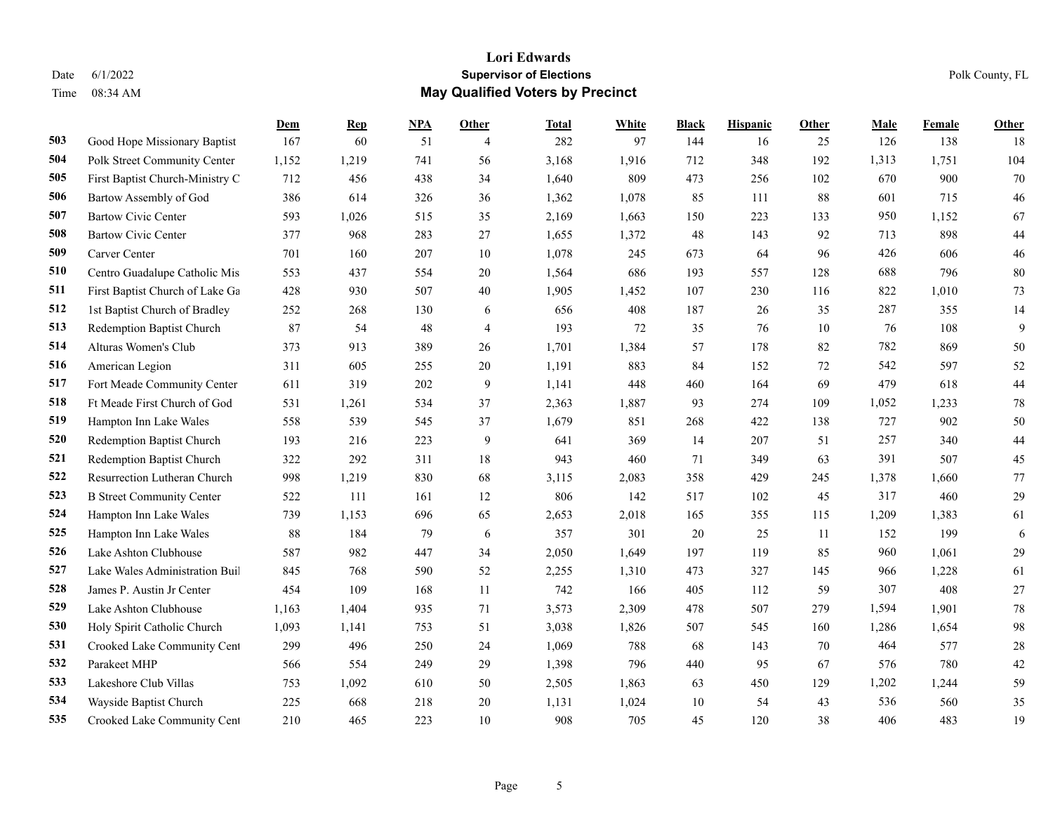# Lori Edwards

## Supervisor of Elections

## May Qualified Voters by Precinct

Date 6/1/2022
Time 08:34 AM

Polk County, FL

| | | Dem | Rep | NPA | Other | Total | White | Black | Hispanic | Other | Male | Female | Other |
|---|---|---|---|---|---|---|---|---|---|---|---|---|---|
| 503 | Good Hope Missionary Baptist | 167 | 60 | 51 | 4 | 282 | 97 | 144 | 16 | 25 | 126 | 138 | 18 |
| 504 | Polk Street Community Center | 1,152 | 1,219 | 741 | 56 | 3,168 | 1,916 | 712 | 348 | 192 | 1,313 | 1,751 | 104 |
| 505 | First Baptist Church-Ministry C | 712 | 456 | 438 | 34 | 1,640 | 809 | 473 | 256 | 102 | 670 | 900 | 70 |
| 506 | Bartow Assembly of God | 386 | 614 | 326 | 36 | 1,362 | 1,078 | 85 | 111 | 88 | 601 | 715 | 46 |
| 507 | Bartow Civic Center | 593 | 1,026 | 515 | 35 | 2,169 | 1,663 | 150 | 223 | 133 | 950 | 1,152 | 67 |
| 508 | Bartow Civic Center | 377 | 968 | 283 | 27 | 1,655 | 1,372 | 48 | 143 | 92 | 713 | 898 | 44 |
| 509 | Carver Center | 701 | 160 | 207 | 10 | 1,078 | 245 | 673 | 64 | 96 | 426 | 606 | 46 |
| 510 | Centro Guadalupe Catholic Mis | 553 | 437 | 554 | 20 | 1,564 | 686 | 193 | 557 | 128 | 688 | 796 | 80 |
| 511 | First Baptist Church of Lake Ga | 428 | 930 | 507 | 40 | 1,905 | 1,452 | 107 | 230 | 116 | 822 | 1,010 | 73 |
| 512 | 1st Baptist Church of Bradley | 252 | 268 | 130 | 6 | 656 | 408 | 187 | 26 | 35 | 287 | 355 | 14 |
| 513 | Redemption Baptist Church | 87 | 54 | 48 | 4 | 193 | 72 | 35 | 76 | 10 | 76 | 108 | 9 |
| 514 | Alturas Women's Club | 373 | 913 | 389 | 26 | 1,701 | 1,384 | 57 | 178 | 82 | 782 | 869 | 50 |
| 516 | American Legion | 311 | 605 | 255 | 20 | 1,191 | 883 | 84 | 152 | 72 | 542 | 597 | 52 |
| 517 | Fort Meade Community Center | 611 | 319 | 202 | 9 | 1,141 | 448 | 460 | 164 | 69 | 479 | 618 | 44 |
| 518 | Ft Meade First Church of God | 531 | 1,261 | 534 | 37 | 2,363 | 1,887 | 93 | 274 | 109 | 1,052 | 1,233 | 78 |
| 519 | Hampton Inn Lake Wales | 558 | 539 | 545 | 37 | 1,679 | 851 | 268 | 422 | 138 | 727 | 902 | 50 |
| 520 | Redemption Baptist Church | 193 | 216 | 223 | 9 | 641 | 369 | 14 | 207 | 51 | 257 | 340 | 44 |
| 521 | Redemption Baptist Church | 322 | 292 | 311 | 18 | 943 | 460 | 71 | 349 | 63 | 391 | 507 | 45 |
| 522 | Resurrection Lutheran Church | 998 | 1,219 | 830 | 68 | 3,115 | 2,083 | 358 | 429 | 245 | 1,378 | 1,660 | 77 |
| 523 | B Street Community Center | 522 | 111 | 161 | 12 | 806 | 142 | 517 | 102 | 45 | 317 | 460 | 29 |
| 524 | Hampton Inn Lake Wales | 739 | 1,153 | 696 | 65 | 2,653 | 2,018 | 165 | 355 | 115 | 1,209 | 1,383 | 61 |
| 525 | Hampton Inn Lake Wales | 88 | 184 | 79 | 6 | 357 | 301 | 20 | 25 | 11 | 152 | 199 | 6 |
| 526 | Lake Ashton Clubhouse | 587 | 982 | 447 | 34 | 2,050 | 1,649 | 197 | 119 | 85 | 960 | 1,061 | 29 |
| 527 | Lake Wales Administration Buil | 845 | 768 | 590 | 52 | 2,255 | 1,310 | 473 | 327 | 145 | 966 | 1,228 | 61 |
| 528 | James P. Austin Jr Center | 454 | 109 | 168 | 11 | 742 | 166 | 405 | 112 | 59 | 307 | 408 | 27 |
| 529 | Lake Ashton Clubhouse | 1,163 | 1,404 | 935 | 71 | 3,573 | 2,309 | 478 | 507 | 279 | 1,594 | 1,901 | 78 |
| 530 | Holy Spirit Catholic Church | 1,093 | 1,141 | 753 | 51 | 3,038 | 1,826 | 507 | 545 | 160 | 1,286 | 1,654 | 98 |
| 531 | Crooked Lake Community Cent | 299 | 496 | 250 | 24 | 1,069 | 788 | 68 | 143 | 70 | 464 | 577 | 28 |
| 532 | Parakeet MHP | 566 | 554 | 249 | 29 | 1,398 | 796 | 440 | 95 | 67 | 576 | 780 | 42 |
| 533 | Lakeshore Club Villas | 753 | 1,092 | 610 | 50 | 2,505 | 1,863 | 63 | 450 | 129 | 1,202 | 1,244 | 59 |
| 534 | Wayside Baptist Church | 225 | 668 | 218 | 20 | 1,131 | 1,024 | 10 | 54 | 43 | 536 | 560 | 35 |
| 535 | Crooked Lake Community Cent | 210 | 465 | 223 | 10 | 908 | 705 | 45 | 120 | 38 | 406 | 483 | 19 |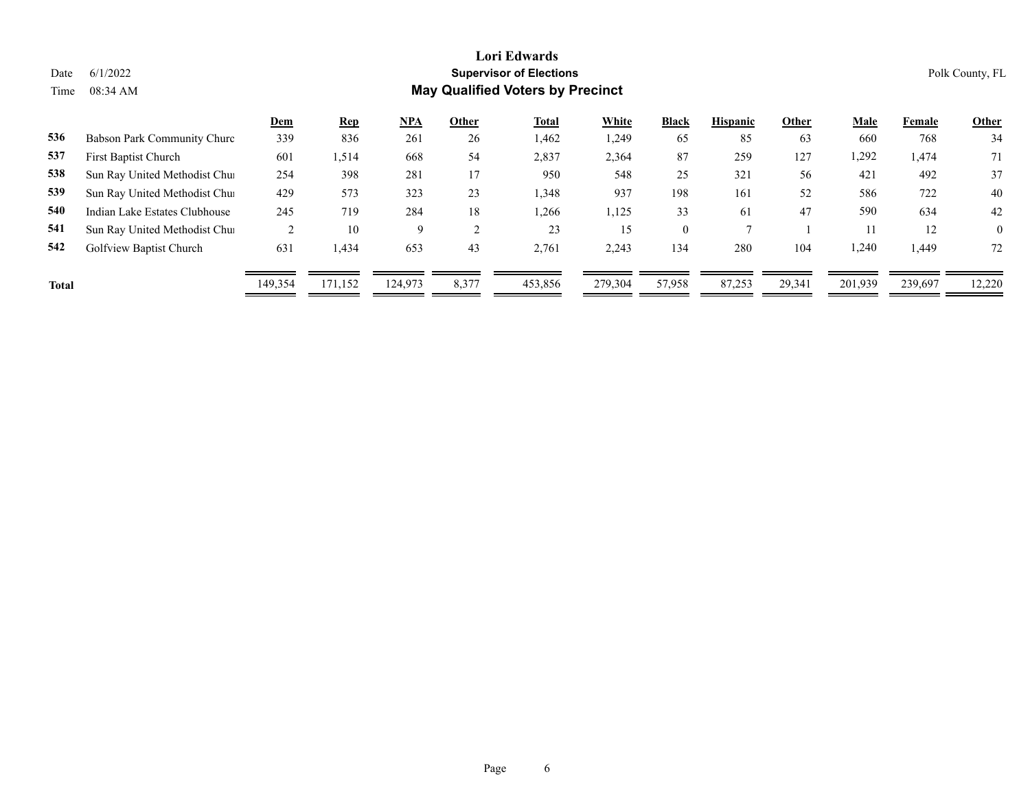# Lori Edwards
## Supervisor of Elections
## May Qualified Voters by Precinct

Date 6/1/2022
Time 08:34 AM

Polk County, FL

| | | Dem | Rep | NPA | Other | Total | White | Black | Hispanic | Other | Male | Female | Other |
|---|---|---|---|---|---|---|---|---|---|---|---|---|---|
| 536 | Babson Park Community Churc | 339 | 836 | 261 | 26 | 1,462 | 1,249 | 65 | 85 | 63 | 660 | 768 | 34 |
| 537 | First Baptist Church | 601 | 1,514 | 668 | 54 | 2,837 | 2,364 | 87 | 259 | 127 | 1,292 | 1,474 | 71 |
| 538 | Sun Ray United Methodist Chu | 254 | 398 | 281 | 17 | 950 | 548 | 25 | 321 | 56 | 421 | 492 | 37 |
| 539 | Sun Ray United Methodist Chu | 429 | 573 | 323 | 23 | 1,348 | 937 | 198 | 161 | 52 | 586 | 722 | 40 |
| 540 | Indian Lake Estates Clubhouse | 245 | 719 | 284 | 18 | 1,266 | 1,125 | 33 | 61 | 47 | 590 | 634 | 42 |
| 541 | Sun Ray United Methodist Chu | 2 | 10 | 9 | 2 | 23 | 15 | 0 | 7 | 1 | 11 | 12 | 0 |
| 542 | Golfview Baptist Church | 631 | 1,434 | 653 | 43 | 2,761 | 2,243 | 134 | 280 | 104 | 1,240 | 1,449 | 72 |
| **Total** | | 149,354 | 171,152 | 124,973 | 8,377 | 453,856 | 279,304 | 57,958 | 87,253 | 29,341 | 201,939 | 239,697 | 12,220 |